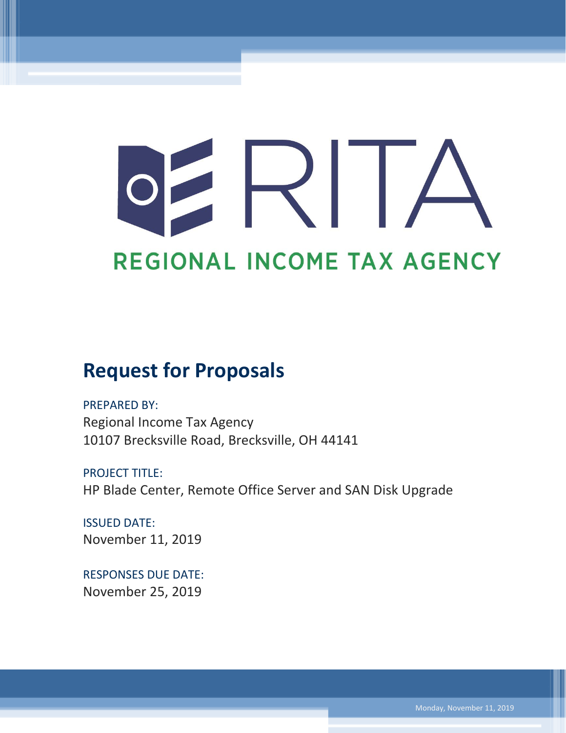# RITA

## REGIONAL INCOME TAX AGENCY

# Request for Proposals

PREPARED BY:
Regional Income Tax Agency
10107 Brecksville Road, Brecksville, OH 44141

PROJECT TITLE:
HP Blade Center, Remote Office Server and SAN Disk Upgrade

ISSUED DATE:
November 11, 2019

RESPONSES DUE DATE:
November 25, 2019

Monday, November 11, 2019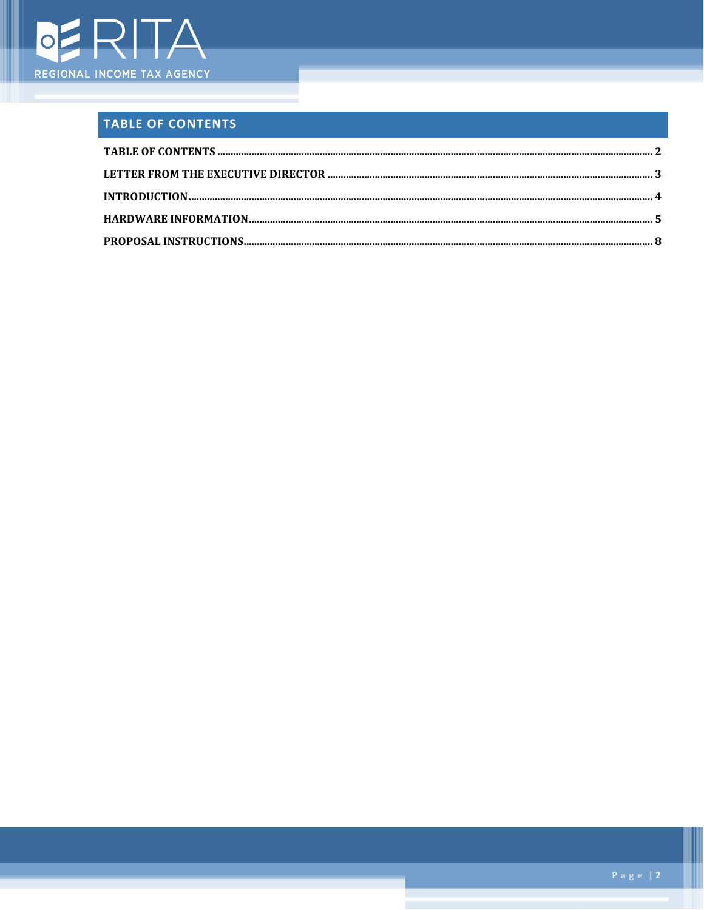## TABLE OF CONTENTS

| | |
|---|---|
| **TABLE OF CONTENTS** | **2** |
| **LETTER FROM THE EXECUTIVE DIRECTOR** | **3** |
| **INTRODUCTION** | **4** |
| **HARDWARE INFORMATION** | **5** |
| **PROPOSAL INSTRUCTIONS** | **8** |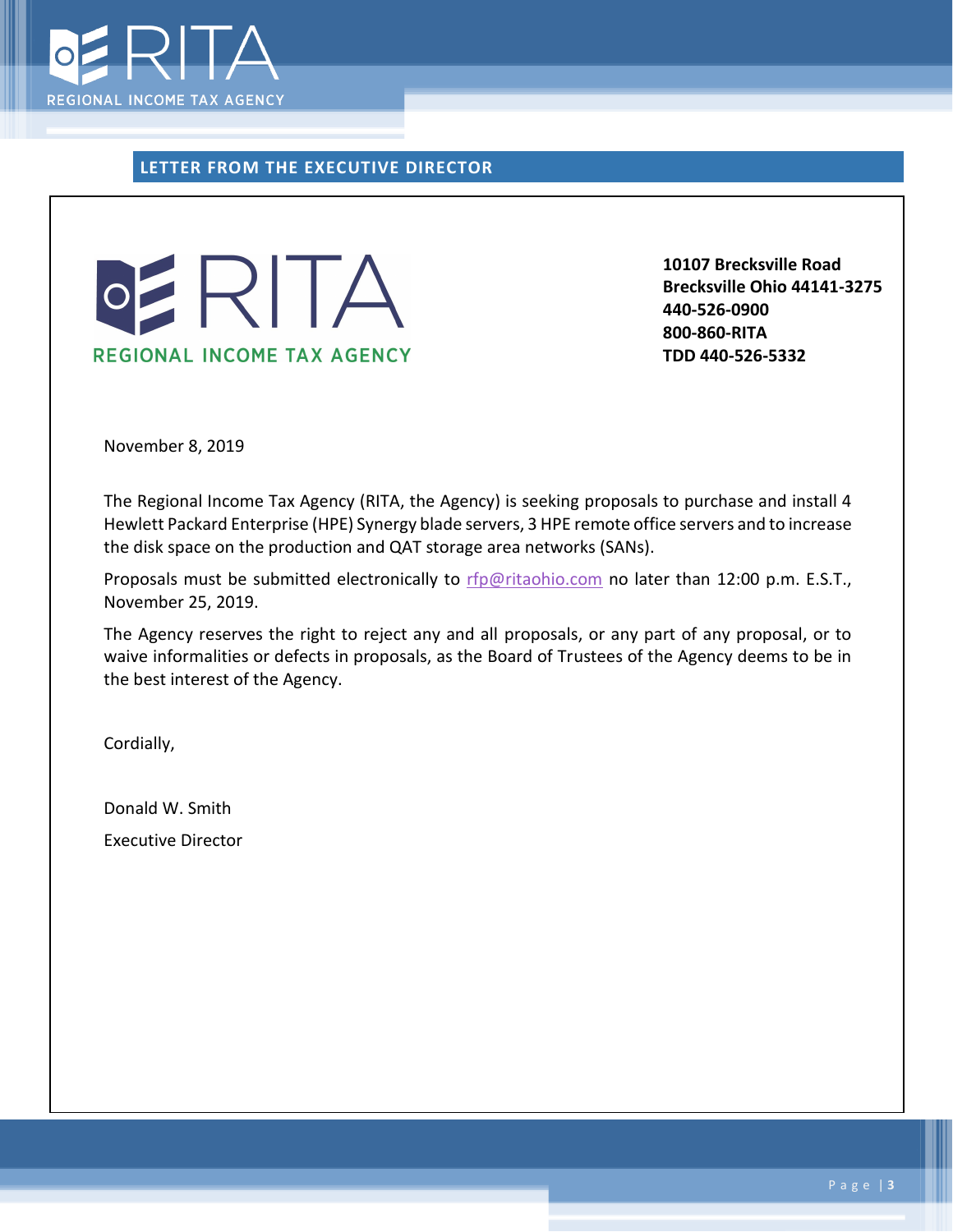## LETTER FROM THE EXECUTIVE DIRECTOR

RITA

REGIONAL INCOME TAX AGENCY

**10107 Brecksville Road**
**Brecksville Ohio 44141-3275**
**440-526-0900**
**800-860-RITA**
**TDD 440-526-5332**

November 8, 2019

The Regional Income Tax Agency (RITA, the Agency) is seeking proposals to purchase and install 4 Hewlett Packard Enterprise (HPE) Synergy blade servers, 3 HPE remote office servers and to increase the disk space on the production and QAT storage area networks (SANs).

Proposals must be submitted electronically to rfp@ritaohio.com no later than 12:00 p.m. E.S.T., November 25, 2019.

The Agency reserves the right to reject any and all proposals, or any part of any proposal, or to waive informalities or defects in proposals, as the Board of Trustees of the Agency deems to be in the best interest of the Agency.

Cordially,

Donald W. Smith

Executive Director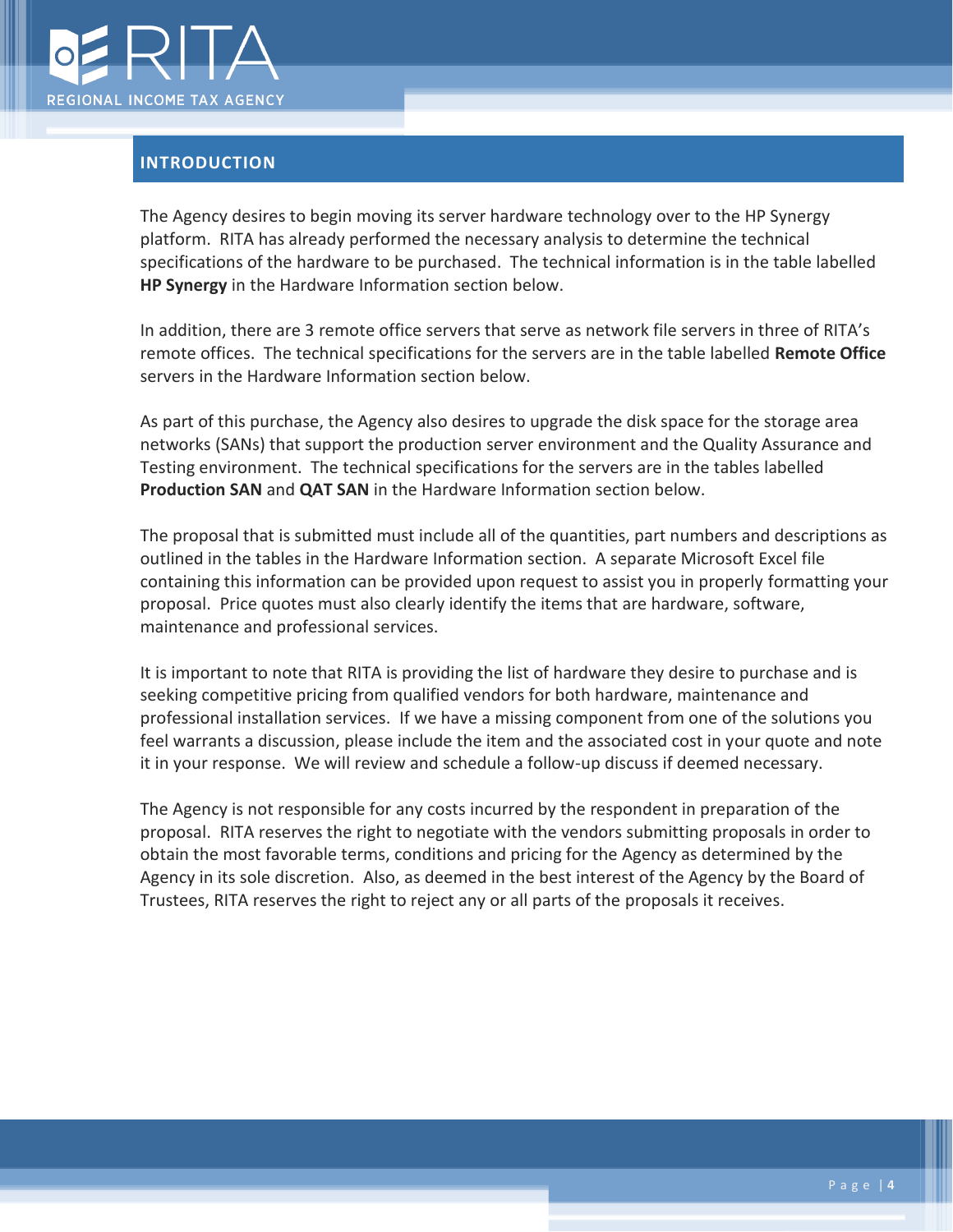## INTRODUCTION

The Agency desires to begin moving its server hardware technology over to the HP Synergy platform. RITA has already performed the necessary analysis to determine the technical specifications of the hardware to be purchased. The technical information is in the table labelled **HP Synergy** in the Hardware Information section below.

In addition, there are 3 remote office servers that serve as network file servers in three of RITA's remote offices. The technical specifications for the servers are in the table labelled **Remote Office** servers in the Hardware Information section below.

As part of this purchase, the Agency also desires to upgrade the disk space for the storage area networks (SANs) that support the production server environment and the Quality Assurance and Testing environment. The technical specifications for the servers are in the tables labelled **Production SAN** and **QAT SAN** in the Hardware Information section below.

The proposal that is submitted must include all of the quantities, part numbers and descriptions as outlined in the tables in the Hardware Information section. A separate Microsoft Excel file containing this information can be provided upon request to assist you in properly formatting your proposal. Price quotes must also clearly identify the items that are hardware, software, maintenance and professional services.

It is important to note that RITA is providing the list of hardware they desire to purchase and is seeking competitive pricing from qualified vendors for both hardware, maintenance and professional installation services. If we have a missing component from one of the solutions you feel warrants a discussion, please include the item and the associated cost in your quote and note it in your response. We will review and schedule a follow-up discuss if deemed necessary.

The Agency is not responsible for any costs incurred by the respondent in preparation of the proposal. RITA reserves the right to negotiate with the vendors submitting proposals in order to obtain the most favorable terms, conditions and pricing for the Agency as determined by the Agency in its sole discretion. Also, as deemed in the best interest of the Agency by the Board of Trustees, RITA reserves the right to reject any or all parts of the proposals it receives.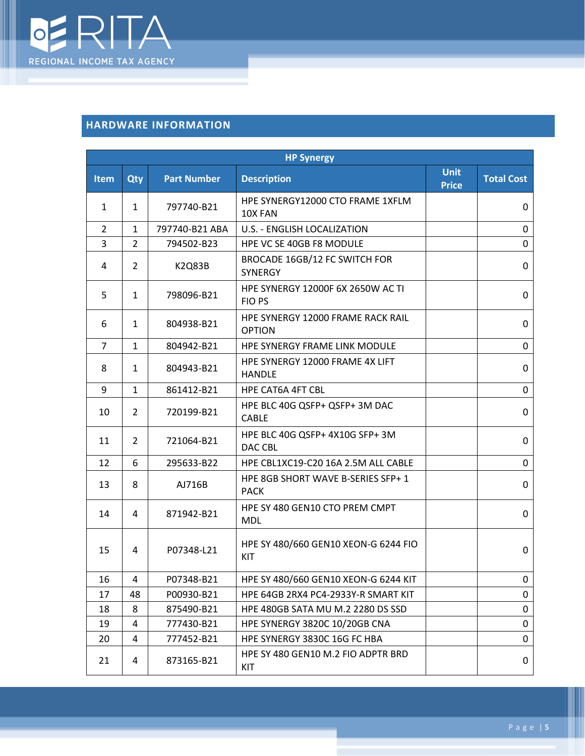## HARDWARE INFORMATION

| HP Synergy | | | | | |
|---|---|---|---|---|---|
| **Item** | **Qty** | **Part Number** | **Description** | **Unit Price** | **Total Cost** |
| 1 | 1 | 797740-B21 | HPE SYNERGY12000 CTO FRAME 1XFLM 10X FAN | | 0 |
| 2 | 1 | 797740-B21 ABA | U.S. - ENGLISH LOCALIZATION | | 0 |
| 3 | 2 | 794502-B23 | HPE VC SE 40GB F8 MODULE | | 0 |
| 4 | 2 | K2Q83B | BROCADE 16GB/12 FC SWITCH FOR SYNERGY | | 0 |
| 5 | 1 | 798096-B21 | HPE SYNERGY 12000F 6X 2650W AC TI FIO PS | | 0 |
| 6 | 1 | 804938-B21 | HPE SYNERGY 12000 FRAME RACK RAIL OPTION | | 0 |
| 7 | 1 | 804942-B21 | HPE SYNERGY FRAME LINK MODULE | | 0 |
| 8 | 1 | 804943-B21 | HPE SYNERGY 12000 FRAME 4X LIFT HANDLE | | 0 |
| 9 | 1 | 861412-B21 | HPE CAT6A 4FT CBL | | 0 |
| 10 | 2 | 720199-B21 | HPE BLC 40G QSFP+ QSFP+ 3M DAC CABLE | | 0 |
| 11 | 2 | 721064-B21 | HPE BLC 40G QSFP+ 4X10G SFP+ 3M DAC CBL | | 0 |
| 12 | 6 | 295633-B22 | HPE CBL1XC19-C20 16A 2.5M ALL CABLE | | 0 |
| 13 | 8 | AJ716B | HPE 8GB SHORT WAVE B-SERIES SFP+ 1 PACK | | 0 |
| 14 | 4 | 871942-B21 | HPE SY 480 GEN10 CTO PREM CMPT MDL | | 0 |
| 15 | 4 | P07348-L21 | HPE SY 480/660 GEN10 XEON-G 6244 FIO KIT | | 0 |
| 16 | 4 | P07348-B21 | HPE SY 480/660 GEN10 XEON-G 6244 KIT | | 0 |
| 17 | 48 | P00930-B21 | HPE 64GB 2RX4 PC4-2933Y-R SMART KIT | | 0 |
| 18 | 8 | 875490-B21 | HPE 480GB SATA MU M.2 2280 DS SSD | | 0 |
| 19 | 4 | 777430-B21 | HPE SYNERGY 3820C 10/20GB CNA | | 0 |
| 20 | 4 | 777452-B21 | HPE SYNERGY 3830C 16G FC HBA | | 0 |
| 21 | 4 | 873165-B21 | HPE SY 480 GEN10 M.2 FIO ADPTR BRD KIT | | 0 |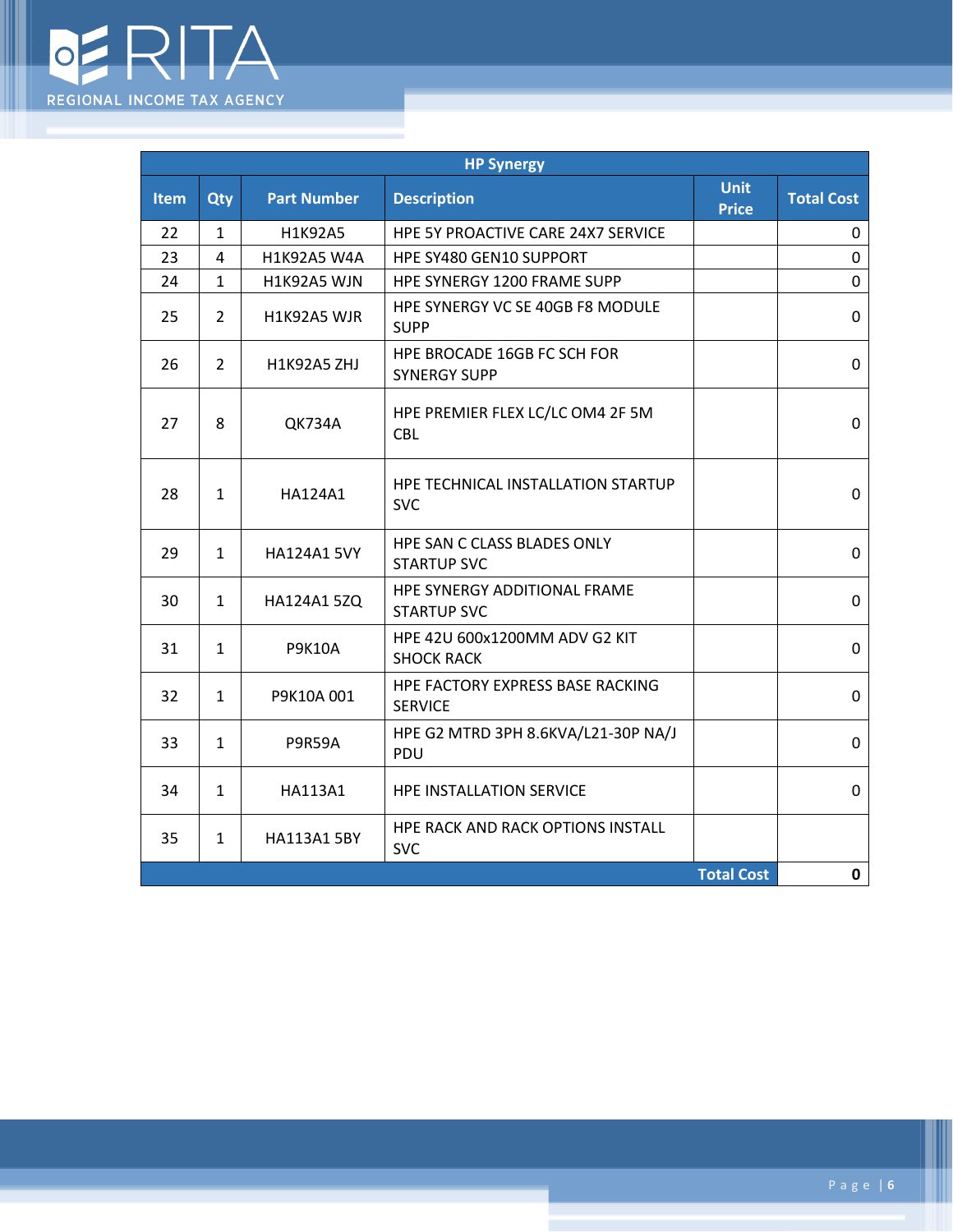| HP Synergy | | | | | |
|---|---|---|---|---|---|
| **Item** | **Qty** | **Part Number** | **Description** | **Unit Price** | **Total Cost** |
| 22 | 1 | H1K92A5 | HPE 5Y PROACTIVE CARE 24X7 SERVICE | | 0 |
| 23 | 4 | H1K92A5 W4A | HPE SY480 GEN10 SUPPORT | | 0 |
| 24 | 1 | H1K92A5 WJN | HPE SYNERGY 1200 FRAME SUPP | | 0 |
| 25 | 2 | H1K92A5 WJR | HPE SYNERGY VC SE 40GB F8 MODULE SUPP | | 0 |
| 26 | 2 | H1K92A5 ZHJ | HPE BROCADE 16GB FC SCH FOR SYNERGY SUPP | | 0 |
| 27 | 8 | QK734A | HPE PREMIER FLEX LC/LC OM4 2F 5M CBL | | 0 |
| 28 | 1 | HA124A1 | HPE TECHNICAL INSTALLATION STARTUP SVC | | 0 |
| 29 | 1 | HA124A1 5VY | HPE SAN C CLASS BLADES ONLY STARTUP SVC | | 0 |
| 30 | 1 | HA124A1 5ZQ | HPE SYNERGY ADDITIONAL FRAME STARTUP SVC | | 0 |
| 31 | 1 | P9K10A | HPE 42U 600x1200MM ADV G2 KIT SHOCK RACK | | 0 |
| 32 | 1 | P9K10A 001 | HPE FACTORY EXPRESS BASE RACKING SERVICE | | 0 |
| 33 | 1 | P9R59A | HPE G2 MTRD 3PH 8.6KVA/L21-30P NA/J PDU | | 0 |
| 34 | 1 | HA113A1 | HPE INSTALLATION SERVICE | | 0 |
| 35 | 1 | HA113A1 5BY | HPE RACK AND RACK OPTIONS INSTALL SVC | | |
| | | | | **Total Cost** | **0** |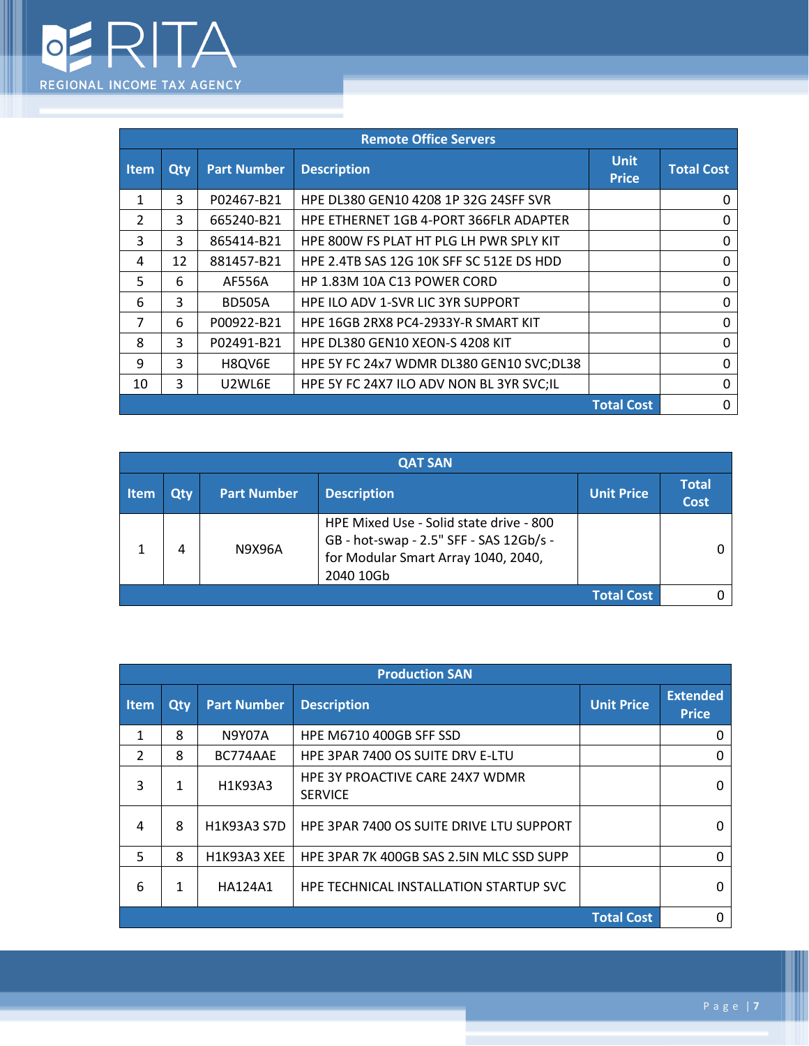| Remote Office Servers | | | | | |
|---|---|---|---|---|---|
| **Item** | **Qty** | **Part Number** | **Description** | **Unit Price** | **Total Cost** |
| 1 | 3 | P02467-B21 | HPE DL380 GEN10 4208 1P 32G 24SFF SVR | | 0 |
| 2 | 3 | 665240-B21 | HPE ETHERNET 1GB 4-PORT 366FLR ADAPTER | | 0 |
| 3 | 3 | 865414-B21 | HPE 800W FS PLAT HT PLG LH PWR SPLY KIT | | 0 |
| 4 | 12 | 881457-B21 | HPE 2.4TB SAS 12G 10K SFF SC 512E DS HDD | | 0 |
| 5 | 6 | AF556A | HP 1.83M 10A C13 POWER CORD | | 0 |
| 6 | 3 | BD505A | HPE ILO ADV 1-SVR LIC 3YR SUPPORT | | 0 |
| 7 | 6 | P00922-B21 | HPE 16GB 2RX8 PC4-2933Y-R SMART KIT | | 0 |
| 8 | 3 | P02491-B21 | HPE DL380 GEN10 XEON-S 4208 KIT | | 0 |
| 9 | 3 | H8QV6E | HPE 5Y FC 24x7 WDMR DL380 GEN10 SVC;DL38 | | 0 |
| 10 | 3 | U2WL6E | HPE 5Y FC 24X7 ILO ADV NON BL 3YR SVC;IL | | 0 |
| | | | | **Total Cost** | 0 |

| QAT SAN | | | | | |
|---|---|---|---|---|---|
| **Item** | **Qty** | **Part Number** | **Description** | **Unit Price** | **Total Cost** |
| 1 | 4 | N9X96A | HPE Mixed Use - Solid state drive - 800 GB - hot-swap - 2.5" SFF - SAS 12Gb/s - for Modular Smart Array 1040, 2040, 2040 10Gb | | 0 |
| | | | | **Total Cost** | 0 |

| Production SAN | | | | | |
|---|---|---|---|---|---|
| **Item** | **Qty** | **Part Number** | **Description** | **Unit Price** | **Extended Price** |
| 1 | 8 | N9Y07A | HPE M6710 400GB SFF SSD | | 0 |
| 2 | 8 | BC774AAE | HPE 3PAR 7400 OS SUITE DRV E-LTU | | 0 |
| 3 | 1 | H1K93A3 | HPE 3Y PROACTIVE CARE 24X7 WDMR SERVICE | | 0 |
| 4 | 8 | H1K93A3 S7D | HPE 3PAR 7400 OS SUITE DRIVE LTU SUPPORT | | 0 |
| 5 | 8 | H1K93A3 XEE | HPE 3PAR 7K 400GB SAS 2.5IN MLC SSD SUPP | | 0 |
| 6 | 1 | HA124A1 | HPE TECHNICAL INSTALLATION STARTUP SVC | | 0 |
| | | | | **Total Cost** | 0 |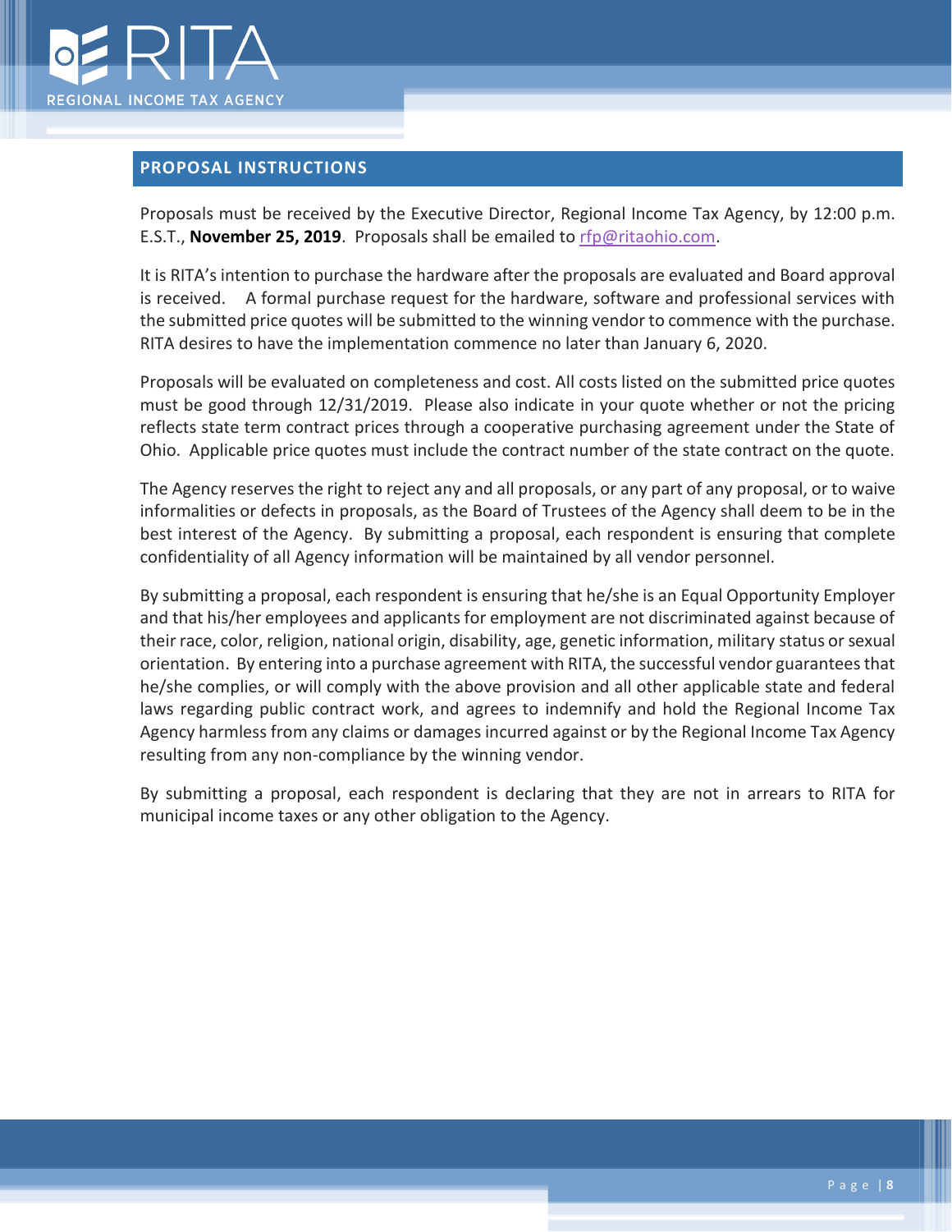## PROPOSAL INSTRUCTIONS

Proposals must be received by the Executive Director, Regional Income Tax Agency, by 12:00 p.m. E.S.T., **November 25, 2019**. Proposals shall be emailed to rfp@ritaohio.com.

It is RITA's intention to purchase the hardware after the proposals are evaluated and Board approval is received. A formal purchase request for the hardware, software and professional services with the submitted price quotes will be submitted to the winning vendor to commence with the purchase. RITA desires to have the implementation commence no later than January 6, 2020.

Proposals will be evaluated on completeness and cost. All costs listed on the submitted price quotes must be good through 12/31/2019. Please also indicate in your quote whether or not the pricing reflects state term contract prices through a cooperative purchasing agreement under the State of Ohio. Applicable price quotes must include the contract number of the state contract on the quote.

The Agency reserves the right to reject any and all proposals, or any part of any proposal, or to waive informalities or defects in proposals, as the Board of Trustees of the Agency shall deem to be in the best interest of the Agency. By submitting a proposal, each respondent is ensuring that complete confidentiality of all Agency information will be maintained by all vendor personnel.

By submitting a proposal, each respondent is ensuring that he/she is an Equal Opportunity Employer and that his/her employees and applicants for employment are not discriminated against because of their race, color, religion, national origin, disability, age, genetic information, military status or sexual orientation. By entering into a purchase agreement with RITA, the successful vendor guarantees that he/she complies, or will comply with the above provision and all other applicable state and federal laws regarding public contract work, and agrees to indemnify and hold the Regional Income Tax Agency harmless from any claims or damages incurred against or by the Regional Income Tax Agency resulting from any non-compliance by the winning vendor.

By submitting a proposal, each respondent is declaring that they are not in arrears to RITA for municipal income taxes or any other obligation to the Agency.